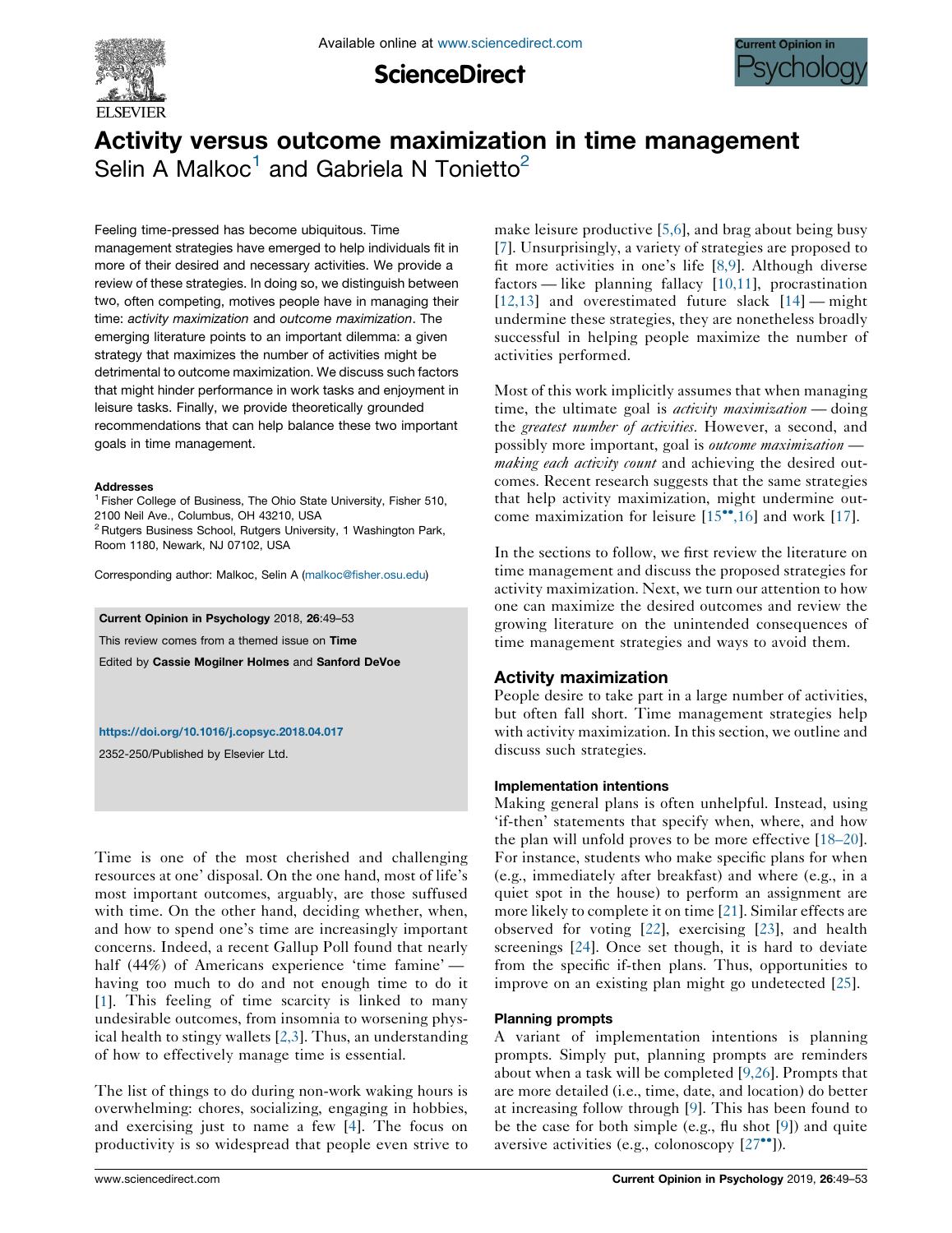# Activity versus outcome maximization in time management

Selin A Malkoc[1] and Gabriela N Tonietto[2]

Feeling time-pressed has become ubiquitous. Time management strategies have emerged to help individuals fit in more of their desired and necessary activities. We provide a review of these strategies. In doing so, we distinguish between two, often competing, motives people have in managing their time: *activity maximization* and *outcome maximization*. The emerging literature points to an important dilemma: a given strategy that maximizes the number of activities might be detrimental to outcome maximization. We discuss such factors that might hinder performance in work tasks and enjoyment in leisure tasks. Finally, we provide theoretically grounded recommendations that can help balance these two important goals in time management.

**Addresses**

[1] Fisher College of Business, The Ohio State University, Fisher 510, 2100 Neil Ave., Columbus, OH 43210, USA

[2] Rutgers Business School, Rutgers University, 1 Washington Park, Room 1180, Newark, NJ 07102, USA

Corresponding author: Malkoc, Selin A (malkoc@fisher.osu.edu)

**Current Opinion in Psychology** 2018, **26**:49–53

This review comes from a themed issue on **Time**

Edited by **Cassie Mogilner Holmes** and **Sanford DeVoe**

https://doi.org/10.1016/j.copsyc.2018.04.017

2352-250/Published by Elsevier Ltd.

Time is one of the most cherished and challenging resources at one' disposal. On the one hand, most of life's most important outcomes, arguably, are those suffused with time. On the other hand, deciding whether, when, and how to spend one's time are increasingly important concerns. Indeed, a recent Gallup Poll found that nearly half (44%) of Americans experience 'time famine' — having too much to do and not enough time to do it [1]. This feeling of time scarcity is linked to many undesirable outcomes, from insomnia to worsening physical health to stingy wallets [2,3]. Thus, an understanding of how to effectively manage time is essential.

The list of things to do during non-work waking hours is overwhelming: chores, socializing, engaging in hobbies, and exercising just to name a few [4]. The focus on productivity is so widespread that people even strive to make leisure productive [5,6], and brag about being busy [7]. Unsurprisingly, a variety of strategies are proposed to fit more activities in one's life [8,9]. Although diverse factors — like planning fallacy [10,11], procrastination [12,13] and overestimated future slack [14] — might undermine these strategies, they are nonetheless broadly successful in helping people maximize the number of activities performed.

Most of this work implicitly assumes that when managing time, the ultimate goal is *activity maximization* — doing the *greatest number of activities*. However, a second, and possibly more important, goal is *outcome maximization* — *making each activity count* and achieving the desired outcomes. Recent research suggests that the same strategies that help activity maximization, might undermine outcome maximization for leisure [15••,16] and work [17].

In the sections to follow, we first review the literature on time management and discuss the proposed strategies for activity maximization. Next, we turn our attention to how one can maximize the desired outcomes and review the growing literature on the unintended consequences of time management strategies and ways to avoid them.

## Activity maximization

People desire to take part in a large number of activities, but often fall short. Time management strategies help with activity maximization. In this section, we outline and discuss such strategies.

### Implementation intentions

Making general plans is often unhelpful. Instead, using 'if-then' statements that specify when, where, and how the plan will unfold proves to be more effective [18–20]. For instance, students who make specific plans for when (e.g., immediately after breakfast) and where (e.g., in a quiet spot in the house) to perform an assignment are more likely to complete it on time [21]. Similar effects are observed for voting [22], exercising [23], and health screenings [24]. Once set though, it is hard to deviate from the specific if-then plans. Thus, opportunities to improve on an existing plan might go undetected [25].

### Planning prompts

A variant of implementation intentions is planning prompts. Simply put, planning prompts are reminders about when a task will be completed [9,26]. Prompts that are more detailed (i.e., time, date, and location) do better at increasing follow through [9]. This has been found to be the case for both simple (e.g., flu shot [9]) and quite aversive activities (e.g., colonoscopy [27••]).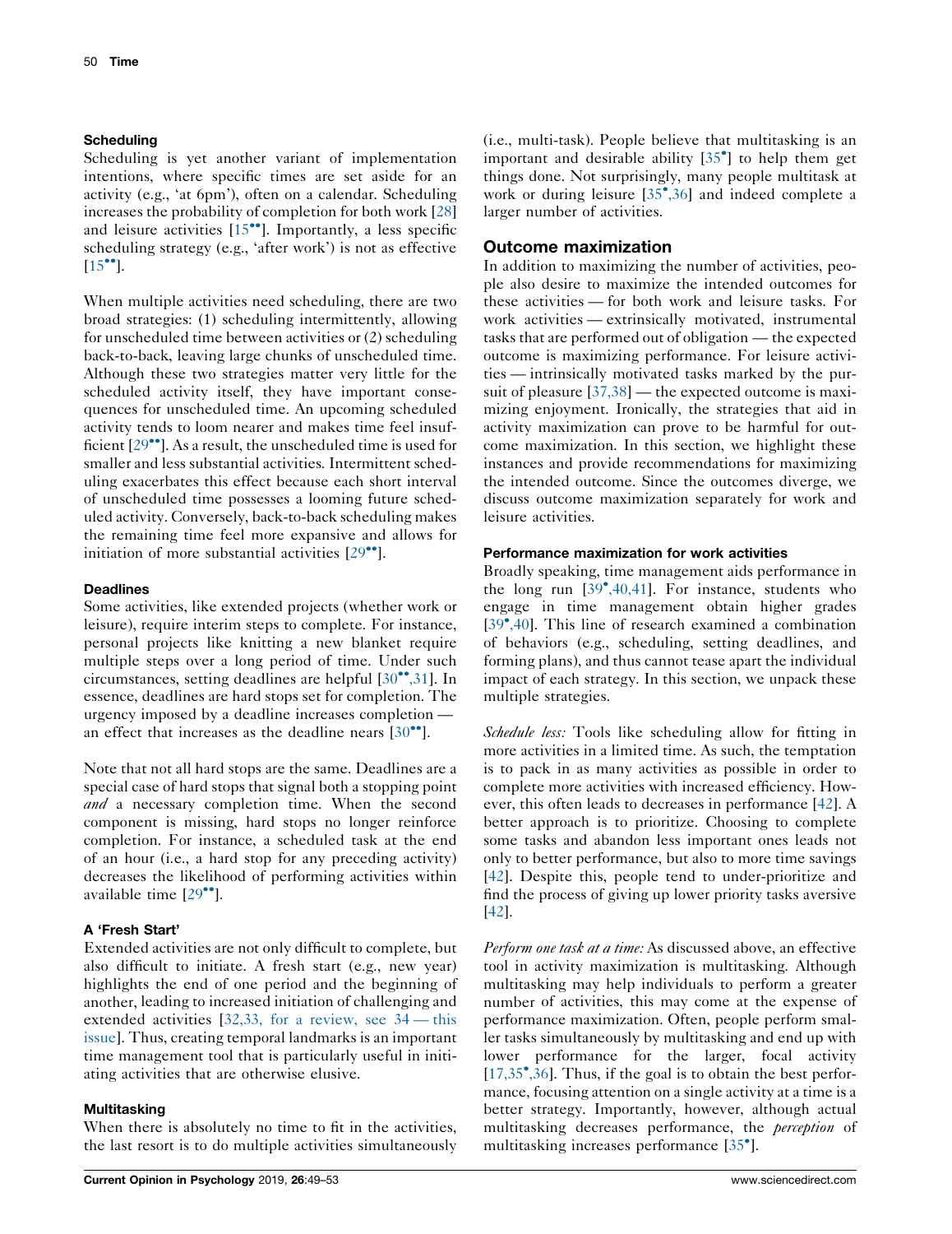### Scheduling

Scheduling is yet another variant of implementation intentions, where specific times are set aside for an activity (e.g., 'at 6pm'), often on a calendar. Scheduling increases the probability of completion for both work [28] and leisure activities [15••]. Importantly, a less specific scheduling strategy (e.g., 'after work') is not as effective [15••].

When multiple activities need scheduling, there are two broad strategies: (1) scheduling intermittently, allowing for unscheduled time between activities or (2) scheduling back-to-back, leaving large chunks of unscheduled time. Although these two strategies matter very little for the scheduled activity itself, they have important consequences for unscheduled time. An upcoming scheduled activity tends to loom nearer and makes time feel insufficient [29••]. As a result, the unscheduled time is used for smaller and less substantial activities. Intermittent scheduling exacerbates this effect because each short interval of unscheduled time possesses a looming future scheduled activity. Conversely, back-to-back scheduling makes the remaining time feel more expansive and allows for initiation of more substantial activities [29••].

### Deadlines

Some activities, like extended projects (whether work or leisure), require interim steps to complete. For instance, personal projects like knitting a new blanket require multiple steps over a long period of time. Under such circumstances, setting deadlines are helpful [30••,31]. In essence, deadlines are hard stops set for completion. The urgency imposed by a deadline increases completion — an effect that increases as the deadline nears [30••].

Note that not all hard stops are the same. Deadlines are a special case of hard stops that signal both a stopping point *and* a necessary completion time. When the second component is missing, hard stops no longer reinforce completion. For instance, a scheduled task at the end of an hour (i.e., a hard stop for any preceding activity) decreases the likelihood of performing activities within available time [29••].

### A 'Fresh Start'

Extended activities are not only difficult to complete, but also difficult to initiate. A fresh start (e.g., new year) highlights the end of one period and the beginning of another, leading to increased initiation of challenging and extended activities [32,33, for a review, see 34 — this issue]. Thus, creating temporal landmarks is an important time management tool that is particularly useful in initiating activities that are otherwise elusive.

### Multitasking

When there is absolutely no time to fit in the activities, the last resort is to do multiple activities simultaneously (i.e., multi-task). People believe that multitasking is an important and desirable ability [35•] to help them get things done. Not surprisingly, many people multitask at work or during leisure [35•,36] and indeed complete a larger number of activities.

## Outcome maximization

In addition to maximizing the number of activities, people also desire to maximize the intended outcomes for these activities — for both work and leisure tasks. For work activities — extrinsically motivated, instrumental tasks that are performed out of obligation — the expected outcome is maximizing performance. For leisure activities — intrinsically motivated tasks marked by the pursuit of pleasure [37,38] — the expected outcome is maximizing enjoyment. Ironically, the strategies that aid in activity maximization can prove to be harmful for outcome maximization. In this section, we highlight these instances and provide recommendations for maximizing the intended outcome. Since the outcomes diverge, we discuss outcome maximization separately for work and leisure activities.

### Performance maximization for work activities

Broadly speaking, time management aids performance in the long run [39•,40,41]. For instance, students who engage in time management obtain higher grades [39•,40]. This line of research examined a combination of behaviors (e.g., scheduling, setting deadlines, and forming plans), and thus cannot tease apart the individual impact of each strategy. In this section, we unpack these multiple strategies.

*Schedule less:* Tools like scheduling allow for fitting in more activities in a limited time. As such, the temptation is to pack in as many activities as possible in order to complete more activities with increased efficiency. However, this often leads to decreases in performance [42]. A better approach is to prioritize. Choosing to complete some tasks and abandon less important ones leads not only to better performance, but also to more time savings [42]. Despite this, people tend to under-prioritize and find the process of giving up lower priority tasks aversive [42].

*Perform one task at a time:* As discussed above, an effective tool in activity maximization is multitasking. Although multitasking may help individuals to perform a greater number of activities, this may come at the expense of performance maximization. Often, people perform smaller tasks simultaneously by multitasking and end up with lower performance for the larger, focal activity [17,35•,36]. Thus, if the goal is to obtain the best performance, focusing attention on a single activity at a time is a better strategy. Importantly, however, although actual multitasking decreases performance, the *perception* of multitasking increases performance [35•].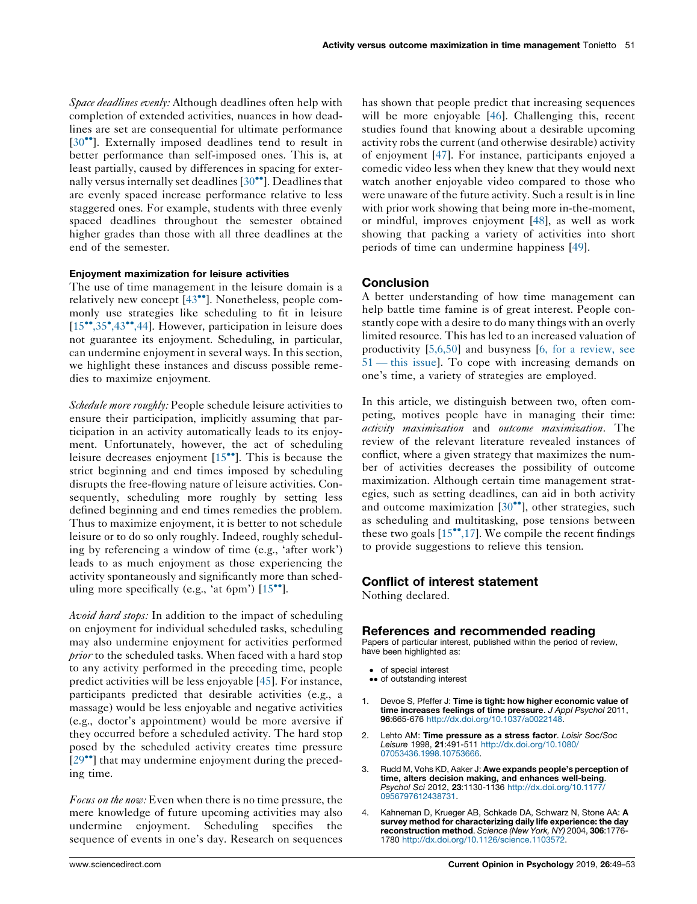*Space deadlines evenly:* Although deadlines often help with completion of extended activities, nuances in how deadlines are set are consequential for ultimate performance [30••]. Externally imposed deadlines tend to result in better performance than self-imposed ones. This is, at least partially, caused by differences in spacing for externally versus internally set deadlines [30••]. Deadlines that are evenly spaced increase performance relative to less staggered ones. For example, students with three evenly spaced deadlines throughout the semester obtained higher grades than those with all three deadlines at the end of the semester.

### Enjoyment maximization for leisure activities

The use of time management in the leisure domain is a relatively new concept [43••]. Nonetheless, people commonly use strategies like scheduling to fit in leisure [15••,35•,43••,44]. However, participation in leisure does not guarantee its enjoyment. Scheduling, in particular, can undermine enjoyment in several ways. In this section, we highlight these instances and discuss possible remedies to maximize enjoyment.

*Schedule more roughly:* People schedule leisure activities to ensure their participation, implicitly assuming that participation in an activity automatically leads to its enjoyment. Unfortunately, however, the act of scheduling leisure decreases enjoyment [15••]. This is because the strict beginning and end times imposed by scheduling disrupts the free-flowing nature of leisure activities. Consequently, scheduling more roughly by setting less defined beginning and end times remedies the problem. Thus to maximize enjoyment, it is better to not schedule leisure or to do so only roughly. Indeed, roughly scheduling by referencing a window of time (e.g., 'after work') leads to as much enjoyment as those experiencing the activity spontaneously and significantly more than scheduling more specifically (e.g., 'at 6pm') [15••].

*Avoid hard stops:* In addition to the impact of scheduling on enjoyment for individual scheduled tasks, scheduling may also undermine enjoyment for activities performed *prior* to the scheduled tasks. When faced with a hard stop to any activity performed in the preceding time, people predict activities will be less enjoyable [45]. For instance, participants predicted that desirable activities (e.g., a massage) would be less enjoyable and negative activities (e.g., doctor's appointment) would be more aversive if they occurred before a scheduled activity. The hard stop posed by the scheduled activity creates time pressure [29••] that may undermine enjoyment during the preceding time.

*Focus on the now:* Even when there is no time pressure, the mere knowledge of future upcoming activities may also undermine enjoyment. Scheduling specifies the sequence of events in one's day. Research on sequences has shown that people predict that increasing sequences will be more enjoyable [46]. Challenging this, recent studies found that knowing about a desirable upcoming activity robs the current (and otherwise desirable) activity of enjoyment [47]. For instance, participants enjoyed a comedic video less when they knew that they would next watch another enjoyable video compared to those who were unaware of the future activity. Such a result is in line with prior work showing that being more in-the-moment, or mindful, improves enjoyment [48], as well as work showing that packing a variety of activities into short periods of time can undermine happiness [49].

## Conclusion

A better understanding of how time management can help battle time famine is of great interest. People constantly cope with a desire to do many things with an overly limited resource. This has led to an increased valuation of productivity [5,6,50] and busyness [6, for a review, see 51 — this issue]. To cope with increasing demands on one's time, a variety of strategies are employed.

In this article, we distinguish between two, often competing, motives people have in managing their time: *activity maximization* and *outcome maximization*. The review of the relevant literature revealed instances of conflict, where a given strategy that maximizes the number of activities decreases the possibility of outcome maximization. Although certain time management strategies, such as setting deadlines, can aid in both activity and outcome maximization [30••], other strategies, such as scheduling and multitasking, pose tensions between these two goals [15••,17]. We compile the recent findings to provide suggestions to relieve this tension.

## Conflict of interest statement

Nothing declared.

## References and recommended reading

Papers of particular interest, published within the period of review, have been highlighted as:

- • of special interest
- •• of outstanding interest

1. Devoe S, Pfeffer J: **Time is tight: how higher economic value of time increases feelings of time pressure**. *J Appl Psychol* 2011, **96**:665-676 http://dx.doi.org/10.1037/a0022148.

2. Lehto AM: **Time pressure as a stress factor**. *Loisir Soc/Soc Leisure* 1998, **21**:491-511 http://dx.doi.org/10.1080/07053436.1998.10753666.

3. Rudd M, Vohs KD, Aaker J: **Awe expands people's perception of time, alters decision making, and enhances well-being**. *Psychol Sci* 2012, **23**:1130-1136 http://dx.doi.org/10.1177/0956797612438731.

4. Kahneman D, Krueger AB, Schkade DA, Schwarz N, Stone AA: **A survey method for characterizing daily life experience: the day reconstruction method**. *Science (New York, NY)* 2004, **306**:1776-1780 http://dx.doi.org/10.1126/science.1103572.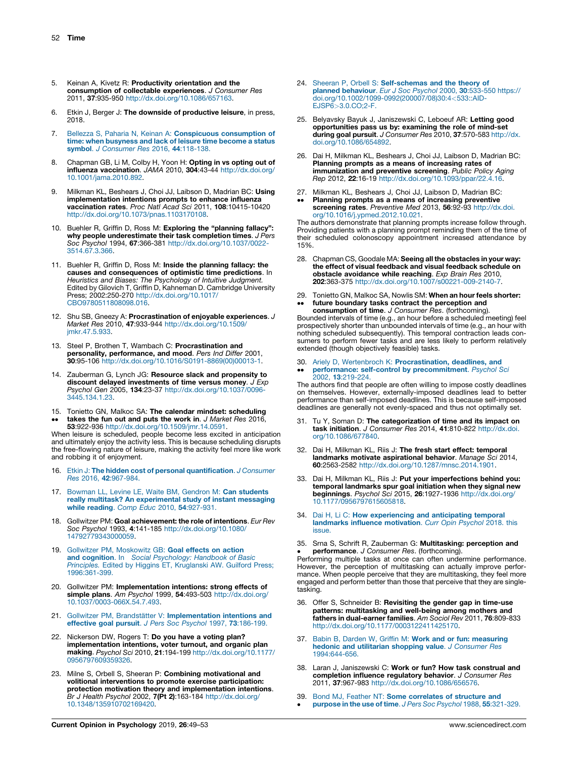5. Keinan A, Kivetz R: **Productivity orientation and the consumption of collectable experiences**. *J Consumer Res* 2011, **37**:935-950 http://dx.doi.org/10.1086/657163.

6. Etkin J, Berger J: **The downside of productive leisure**, in press, 2018.

7. Bellezza S, Paharia N, Keinan A: **Conspicuous consumption of time: when busyness and lack of leisure time become a status symbol**. *J Consumer Res* 2016, **44**:118-138.

8. Chapman GB, Li M, Colby H, Yoon H: **Opting in vs opting out of influenza vaccination**. *JAMA* 2010, **304**:43-44 http://dx.doi.org/10.1001/jama.2010.892.

9. Milkman KL, Beshears J, Choi JJ, Laibson D, Madrian BC: **Using implementation intentions prompts to enhance influenza vaccination rates**. *Proc Natl Acad Sci* 2011, **108**:10415-10420 http://dx.doi.org/10.1073/pnas.1103170108.

10. Buehler R, Griffin D, Ross M: **Exploring the "planning fallacy": why people underestimate their task completion times**. *J Pers Soc Psychol* 1994, **67**:366-381 http://dx.doi.org/10.1037/0022-3514.67.3.366.

11. Buehler R, Griffin D, Ross M: **Inside the planning fallacy: the causes and consequences of optimistic time predictions**. In *Heuristics and Biases: The Psychology of Intuitive Judgment.* Edited by Gilovich T, Griffin D, Kahneman D. Cambridge University Press; 2002:250-270 http://dx.doi.org/10.1017/CBO9780511808098.016.

12. Shu SB, Gneezy A: **Procrastination of enjoyable experiences**. *J Market Res* 2010, **47**:933-944 http://dx.doi.org/10.1509/jmkr.47.5.933.

13. Steel P, Brothen T, Wambach C: **Procrastination and personality, performance, and mood**. *Pers Ind Differ* 2001, **30**:95-106 http://dx.doi.org/10.1016/S0191-8869(00)00013-1.

14. Zauberman G, Lynch JG: **Resource slack and propensity to discount delayed investments of time versus money**. *J Exp Psychol Gen* 2005, **134**:23-37 http://dx.doi.org/10.1037/0096-3445.134.1.23.

15. •• Tonietto GN, Malkoc SA: **The calendar mindset: scheduling takes the fun out and puts the work in**. *J Market Res* 2016, **53**:922-936 http://dx.doi.org/10.1509/jmr.14.0591.

When leisure is scheduled, people become less excited in anticipation and ultimately enjoy the activity less. This is because scheduling disrupts the free-flowing nature of leisure, making the activity feel more like work and robbing it of enjoyment.

16. Etkin J: **The hidden cost of personal quantification**. *J Consumer Res* 2016, **42**:967-984.

17. Bowman LL, Levine LE, Waite BM, Gendron M: **Can students really multitask? An experimental study of instant messaging while reading**. *Comp Educ* 2010, **54**:927-931.

18. Gollwitzer PM: **Goal achievement: the role of intentions**. *Eur Rev Soc Psychol* 1993, **4**:141-185 http://dx.doi.org/10.1080/14792779343000059.

19. Gollwitzer PM, Moskowitz GB: **Goal effects on action and cognition**. In *Social Psychology: Handbook of Basic Principles.* Edited by Higgins ET, Kruglanski AW. Guilford Press; 1996:361-399.

20. Gollwitzer PM: **Implementation intentions: strong effects of simple plans**. *Am Psychol* 1999, **54**:493-503 http://dx.doi.org/10.1037/0003-066X.54.7.493.

21. Gollwitzer PM, Brandstätter V: **Implementation intentions and effective goal pursuit**. *J Pers Soc Psychol* 1997, **73**:186-199.

22. Nickerson DW, Rogers T: **Do you have a voting plan? implementation intentions, voter turnout, and organic plan making**. *Psychol Sci* 2010, **21**:194-199 http://dx.doi.org/10.1177/0956797609359326.

23. Milne S, Orbell S, Sheeran P: **Combining motivational and volitional interventions to promote exercise participation: protection motivation theory and implementation intentions**. *Br J Health Psychol* 2002, **7(Pt 2)**:163-184 http://dx.doi.org/10.1348/135910702169420.

24. Sheeran P, Orbell S: **Self-schemas and the theory of planned behaviour**. *Eur J Soc Psychol* 2000, **30**:533-550 https://doi.org/10.1002/1099-0992(200007/08)30:4<533::AID-EJSP6>3.0.CO;2-F.

25. Belyavsky Bayuk J, Janiszewski C, Leboeuf AR: **Letting good opportunities pass us by: examining the role of mind-set during goal pursuit**. *J Consumer Res* 2010, **37**:570-583 http://dx.doi.org/10.1086/654892.

26. Dai H, Milkman KL, Beshears J, Choi JJ, Laibson D, Madrian BC: **Planning prompts as a means of increasing rates of immunization and preventive screening**. *Public Policy Aging Rep* 2012, **22**:16-19 http://dx.doi.org/10.1093/ppar/22.4.16.

27. •• Milkman KL, Beshears J, Choi JJ, Laibson D, Madrian BC: **Planning prompts as a means of increasing preventive screening rates**. *Preventive Med* 2013, **56**:92-93 http://dx.doi.org/10.1016/j.ypmed.2012.10.021.

The authors demonstrate that planning prompts increase follow through. Providing patients with a planning prompt reminding them of the time of their scheduled colonoscopy appointment increased attendance by 15%.

28. Chapman CS, Goodale MA: **Seeing all the obstacles in your way: the effect of visual feedback and visual feedback schedule on obstacle avoidance while reaching**. *Exp Brain Res* 2010, **202**:363-375 http://dx.doi.org/10.1007/s00221-009-2140-7.

29. •• Tonietto GN, Malkoc SA, Nowlis SM: **When an hour feels shorter: future boundary tasks contract the perception and consumption of time**. *J Consumer Res*. (forthcoming).

Bounded intervals of time (e.g., an hour before a scheduled meeting) feel prospectively shorter than unbounded intervals of time (e.g., an hour with nothing scheduled subsequently). This temporal contraction leads consumers to perform fewer tasks and are less likely to perform relatively extended (though objectively feasible) tasks.

30. •• Ariely D, Wertenbroch K: **Procrastination, deadlines, and performance: self-control by precommitment**. *Psychol Sci* 2002, **13**:219-224.

The authors find that people are often willing to impose costly deadlines on themselves. However, externally-imposed deadlines lead to better performance than self-imposed deadlines. This is because self-imposed deadlines are generally not evenly-spaced and thus not optimally set.

31. Tu Y, Soman D: **The categorization of time and its impact on task initiation**. *J Consumer Res* 2014, **41**:810-822 http://dx.doi.org/10.1086/677840.

32. Dai H, Milkman KL, Riis J: **The fresh start effect: temporal landmarks motivate aspirational behavior**. *Manage Sci* 2014, **60**:2563-2582 http://dx.doi.org/10.1287/mnsc.2014.1901.

33. Dai H, Milkman KL, Riis J: **Put your imperfections behind you: temporal landmarks spur goal initiation when they signal new beginnings**. *Psychol Sci* 2015, **26**:1927-1936 http://dx.doi.org/10.1177/0956797615605818.

34. Dai H, Li C: **How experiencing and anticipating temporal landmarks influence motivation**. *Curr Opin Psychol* 2018. this issue.

35. • Srna S, Schrift R, Zauberman G: **Multitasking: perception and performance**. *J Consumer Res*. (forthcoming).

Performing multiple tasks at once can often undermine performance. However, the perception of multitasking can actually improve performance. When people perceive that they are multitasking, they feel more engaged and perform better than those that perceive that they are single-tasking.

36. Offer S, Schneider B: **Revisiting the gender gap in time-use patterns: multitasking and well-being among mothers and fathers in dual-earner families**. *Am Sociol Rev* 2011, **76**:809-833 http://dx.doi.org/10.1177/0003122411425170.

37. Babin B, Darden W, Griffin M: **Work and or fun: measuring hedonic and utilitarian shopping value**. *J Consumer Res* 1994:644-656.

38. Laran J, Janiszewski C: **Work or fun? How task construal and completion influence regulatory behavior**. *J Consumer Res* 2011, **37**:967-983 http://dx.doi.org/10.1086/656576.

39. • Bond MJ, Feather NT: **Some correlates of structure and purpose in the use of time**. *J Pers Soc Psychol* 1988, **55**:321-329.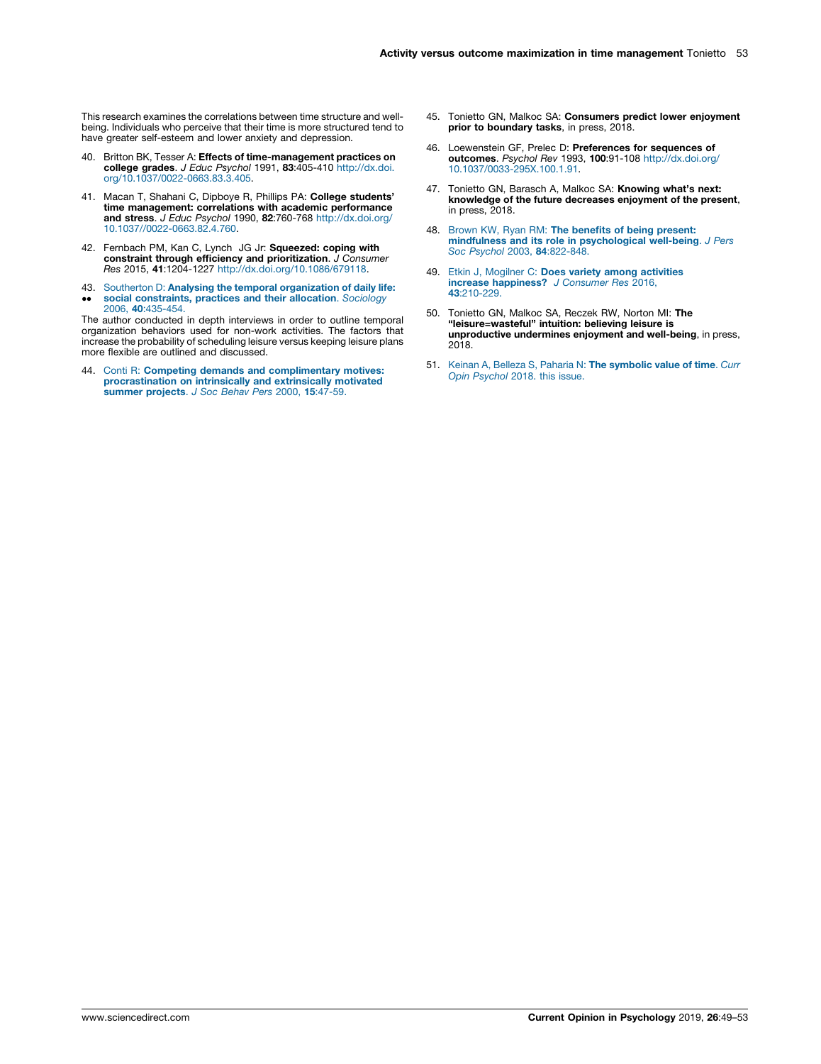This research examines the correlations between time structure and well-being. Individuals who perceive that their time is more structured tend to have greater self-esteem and lower anxiety and depression.

40. Britton BK, Tesser A: **Effects of time-management practices on college grades**. *J Educ Psychol* 1991, **83**:405-410 http://dx.doi.org/10.1037/0022-0663.83.3.405.

41. Macan T, Shahani C, Dipboye R, Phillips PA: **College students' time management: correlations with academic performance and stress**. *J Educ Psychol* 1990, **82**:760-768 http://dx.doi.org/10.1037//0022-0663.82.4.760.

42. Fernbach PM, Kan C, Lynch JG Jr: **Squeezed: coping with constraint through efficiency and prioritization**. *J Consumer Res* 2015, **41**:1204-1227 http://dx.doi.org/10.1086/679118.

43. •• Southerton D: **Analysing the temporal organization of daily life: social constraints, practices and their allocation**. *Sociology* 2006, **40**:435-454.

The author conducted in depth interviews in order to outline temporal organization behaviors used for non-work activities. The factors that increase the probability of scheduling leisure versus keeping leisure plans more flexible are outlined and discussed.

44. Conti R: **Competing demands and complimentary motives: procrastination on intrinsically and extrinsically motivated summer projects**. *J Soc Behav Pers* 2000, **15**:47-59.

45. Tonietto GN, Malkoc SA: **Consumers predict lower enjoyment prior to boundary tasks**, in press, 2018.

46. Loewenstein GF, Prelec D: **Preferences for sequences of outcomes**. *Psychol Rev* 1993, **100**:91-108 http://dx.doi.org/10.1037/0033-295X.100.1.91.

47. Tonietto GN, Barasch A, Malkoc SA: **Knowing what's next: knowledge of the future decreases enjoyment of the present**, in press, 2018.

48. Brown KW, Ryan RM: **The benefits of being present: mindfulness and its role in psychological well-being**. *J Pers Soc Psychol* 2003, **84**:822-848.

49. Etkin J, Mogilner C: **Does variety among activities increase happiness?** *J Consumer Res* 2016, **43**:210-229.

50. Tonietto GN, Malkoc SA, Reczek RW, Norton MI: **The "leisure=wasteful" intuition: believing leisure is unproductive undermines enjoyment and well-being**, in press, 2018.

51. Keinan A, Belleza S, Paharia N: **The symbolic value of time**. *Curr Opin Psychol* 2018. this issue.